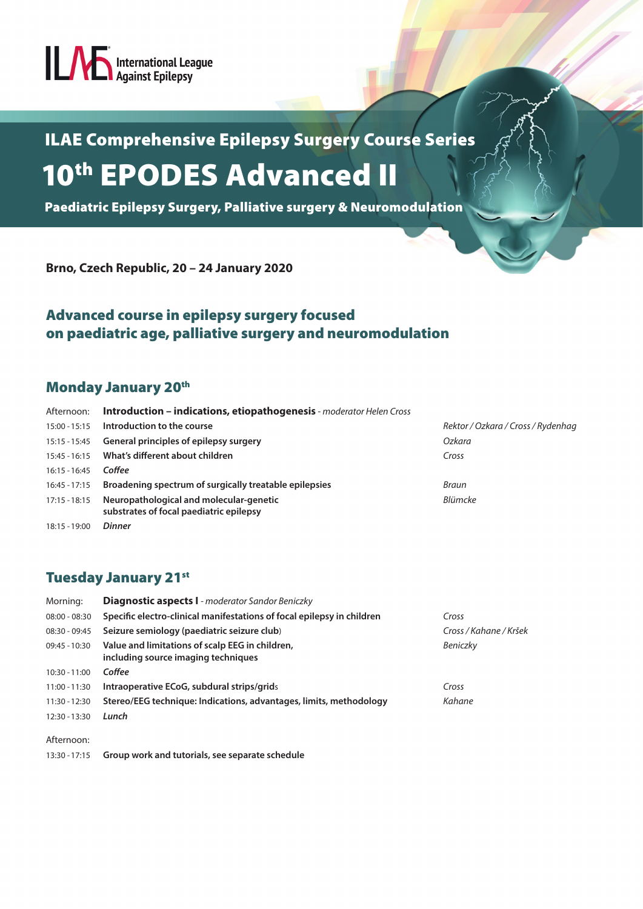International League Against Epilepsy

# ILAE Comprehensive Epilepsy Surgery Course Series

# 10th EPODES Advanced II

**Paediatric Epilepsy Surgery, Palliative surgery & Neuromodulation**

**Brno, Czech Republic, 20 – 24 January 2020**

## Advanced course in epilepsy surgery focused on paediatric age, palliative surgery and neuromodulation

## Monday January 20th

| | | |
|---|---|---|
| Afternoon: | **Introduction – indications, etiopathogenesis** - *moderator Helen Cross* | |
| 15:00 - 15:15 | **Introduction to the course** | *Rektor / Ozkara / Cross / Rydenhag* |
| 15:15 - 15:45 | **General principles of epilepsy surgery** | *Ozkara* |
| 15:45 - 16:15 | **What's different about children** | *Cross* |
| 16:15 - 16:45 | ***Coffee*** | |
| 16:45 - 17:15 | **Broadening spectrum of surgically treatable epilepsies** | *Braun* |
| 17:15 - 18:15 | **Neuropathological and molecular-genetic substrates of focal paediatric epilepsy** | *Blümcke* |
| 18:15 - 19:00 | ***Dinner*** | |

## Tuesday January 21st

| | | |
|---|---|---|
| Morning: | **Diagnostic aspects I** - *moderator Sandor Beniczky* | |
| 08:00 - 08:30 | **Specific electro-clinical manifestations of focal epilepsy in children** | *Cross* |
| 08:30 - 09:45 | **Seizure semiology (paediatric seizure club)** | *Cross / Kahane / Kršek* |
| 09:45 - 10:30 | **Value and limitations of scalp EEG in children, including source imaging techniques** | *Beniczky* |
| 10:30 - 11:00 | ***Coffee*** | |
| 11:00 - 11:30 | **Intraoperative ECoG, subdural strips/grids** | *Cross* |
| 11:30 - 12:30 | **Stereo/EEG technique: Indications, advantages, limits, methodology** | *Kahane* |
| 12:30 - 13:30 | ***Lunch*** | |
| Afternoon: | | |
| 13:30 - 17:15 | **Group work and tutorials, see separate schedule** | |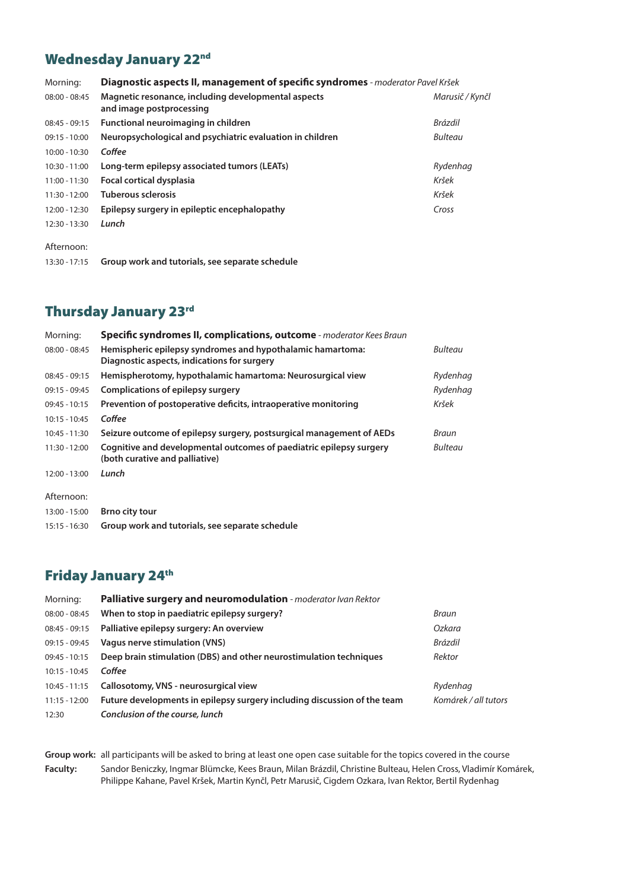## Wednesday January 22[nd]

| | | |
|---|---|---|
| Morning: | **Diagnostic aspects II, management of specific syndromes** - *moderator Pavel Kršek* | |
| 08:00 - 08:45 | **Magnetic resonance, including developmental aspects and image postprocessing** | *Marusič / Kynčl* |
| 08:45 - 09:15 | **Functional neuroimaging in children** | *Brázdil* |
| 09:15 - 10:00 | **Neuropsychological and psychiatric evaluation in children** | *Bulteau* |
| 10:00 - 10:30 | ***Coffee*** | |
| 10:30 - 11:00 | **Long-term epilepsy associated tumors (LEATs)** | *Rydenhag* |
| 11:00 - 11:30 | **Focal cortical dysplasia** | *Kršek* |
| 11:30 - 12:00 | **Tuberous sclerosis** | *Kršek* |
| 12:00 - 12:30 | **Epilepsy surgery in epileptic encephalopathy** | *Cross* |
| 12:30 - 13:30 | ***Lunch*** | |
| Afternoon: | | |
| 13:30 - 17:15 | **Group work and tutorials, see separate schedule** | |

## Thursday January 23[rd]

| | | |
|---|---|---|
| Morning: | **Specific syndromes II, complications, outcome** - *moderator Kees Braun* | |
| 08:00 - 08:45 | **Hemispheric epilepsy syndromes and hypothalamic hamartoma: Diagnostic aspects, indications for surgery** | *Bulteau* |
| 08:45 - 09:15 | **Hemispherotomy, hypothalamic hamartoma: Neurosurgical view** | *Rydenhag* |
| 09:15 - 09:45 | **Complications of epilepsy surgery** | *Rydenhag* |
| 09:45 - 10:15 | **Prevention of postoperative deficits, intraoperative monitoring** | *Kršek* |
| 10:15 - 10:45 | ***Coffee*** | |
| 10:45 - 11:30 | **Seizure outcome of epilepsy surgery, postsurgical management of AEDs** | *Braun* |
| 11:30 - 12:00 | **Cognitive and developmental outcomes of paediatric epilepsy surgery (both curative and palliative)** | *Bulteau* |
| 12:00 - 13:00 | ***Lunch*** | |
| Afternoon: | | |
| 13:00 - 15:00 | **Brno city tour** | |
| 15:15 - 16:30 | **Group work and tutorials, see separate schedule** | |

## Friday January 24[th]

| | | |
|---|---|---|
| Morning: | **Palliative surgery and neuromodulation** - *moderator Ivan Rektor* | |
| 08:00 - 08:45 | **When to stop in paediatric epilepsy surgery?** | *Braun* |
| 08:45 - 09:15 | **Palliative epilepsy surgery: An overview** | *Ozkara* |
| 09:15 - 09:45 | **Vagus nerve stimulation (VNS)** | *Brázdil* |
| 09:45 - 10:15 | **Deep brain stimulation (DBS) and other neurostimulation techniques** | *Rektor* |
| 10:15 - 10:45 | ***Coffee*** | |
| 10:45 - 11:15 | **Callosotomy, VNS - neurosurgical view** | *Rydenhag* |
| 11:15 - 12:00 | **Future developments in epilepsy surgery including discussion of the team** | *Komárek / all tutors* |
| 12:30 | ***Conclusion of the course, lunch*** | |

**Group work:** all participants will be asked to bring at least one open case suitable for the topics covered in the course

**Faculty:** Sandor Beniczky, Ingmar Blümcke, Kees Braun, Milan Brázdil, Christine Bulteau, Helen Cross, Vladimír Komárek, Philippe Kahane, Pavel Kršek, Martin Kynčl, Petr Marusič, Cigdem Ozkara, Ivan Rektor, Bertil Rydenhag